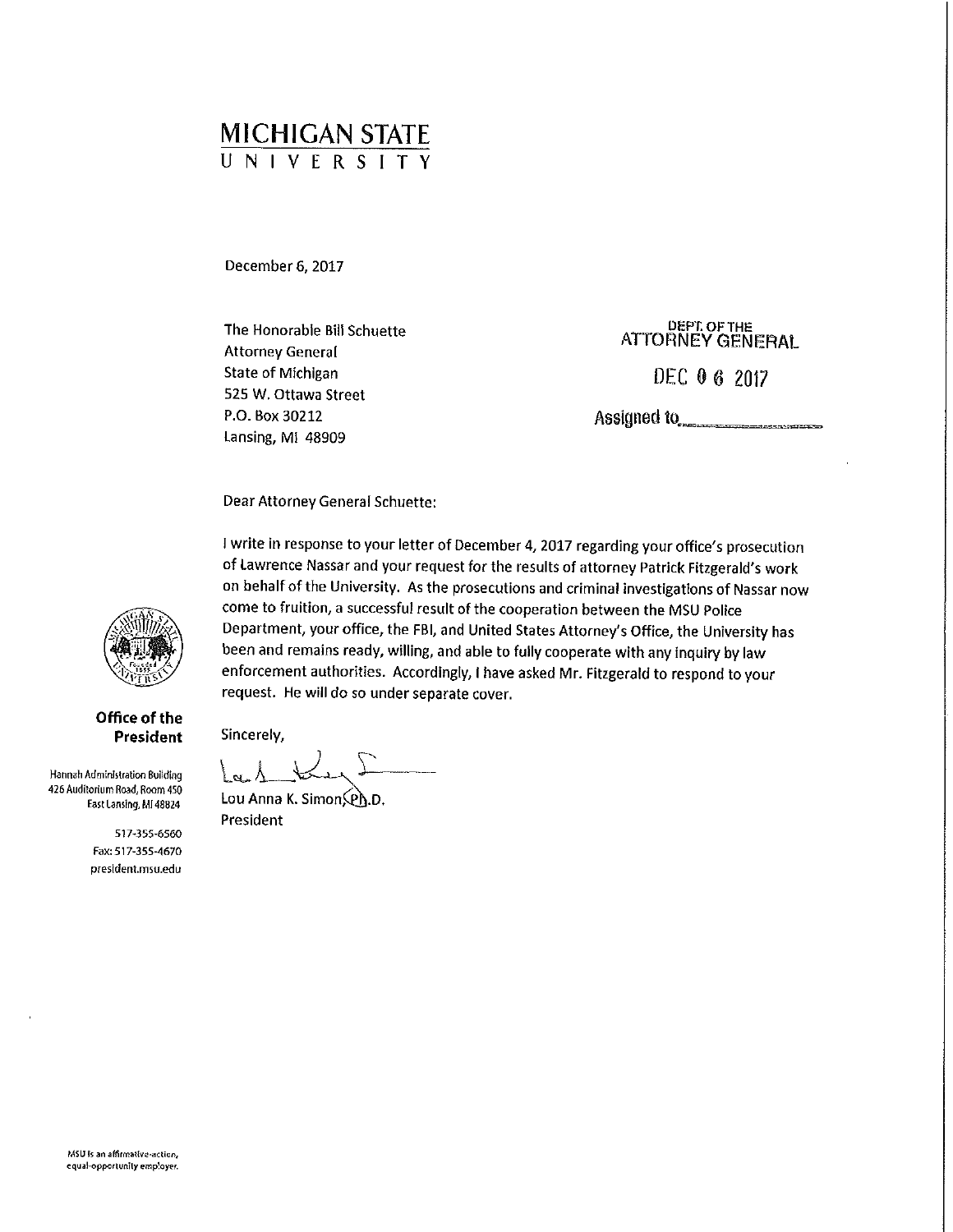# MICHIGAN STATE UNIVERSITY

December 6, 2017

The Honorable Bill Schuette
Attorney General
State of Michigan
525 W. Ottawa Street
P.O. Box 30212
Lansing, MI 48909

DEPT. OF THE ATTORNEY GENERAL

DEC 06 2017

Assigned to________

Dear Attorney General Schuette:

I write in response to your letter of December 4, 2017 regarding your office's prosecution of Lawrence Nassar and your request for the results of attorney Patrick Fitzgerald's work on behalf of the University. As the prosecutions and criminal investigations of Nassar now come to fruition, a successful result of the cooperation between the MSU Police Department, your office, the FBI, and United States Attorney's Office, the University has been and remains ready, willing, and able to fully cooperate with any inquiry by law enforcement authorities. Accordingly, I have asked Mr. Fitzgerald to respond to your request. He will do so under separate cover.

Sincerely,

Lou Anna K. Simon, Ph.D.
President

**Office of the President**

Hannah Administration Building
426 Auditorium Road, Room 450
East Lansing, MI 48824

517-355-6560
Fax: 517-355-4670
president.msu.edu

MSU is an affirmative-action, equal-opportunity employer.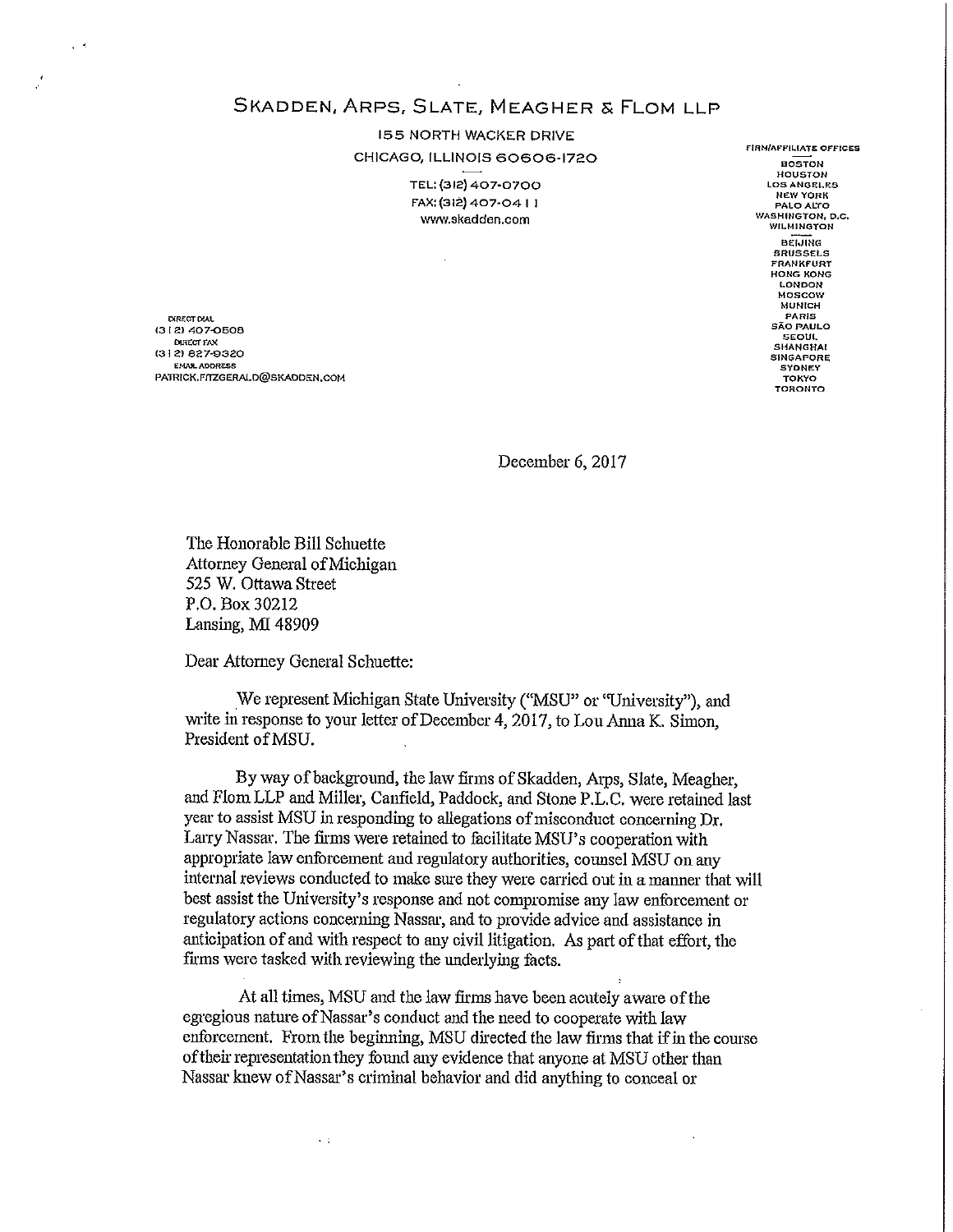# SKADDEN, ARPS, SLATE, MEAGHER & FLOM LLP

155 NORTH WACKER DRIVE
CHICAGO, ILLINOIS 60606-1720

TEL: (312) 407-0700
FAX: (312) 407-0411
www.skadden.com

DIRECT DIAL
(312) 407-0508
DIRECT FAX
(312) 827-9320
EMAIL ADDRESS
PATRICK.FITZGERALD@SKADDEN.COM

FIRM/AFFILIATE OFFICES
BOSTON
HOUSTON
LOS ANGELES
NEW YORK
PALO ALTO
WASHINGTON, D.C.
WILMINGTON
BEIJING
BRUSSELS
FRANKFURT
HONG KONG
LONDON
MOSCOW
MUNICH
PARIS
SÃO PAULO
SEOUL
SHANGHAI
SINGAPORE
SYDNEY
TOKYO
TORONTO

December 6, 2017

The Honorable Bill Schuette
Attorney General of Michigan
525 W. Ottawa Street
P.O. Box 30212
Lansing, MI 48909

Dear Attorney General Schuette:

We represent Michigan State University ("MSU" or "University"), and write in response to your letter of December 4, 2017, to Lou Anna K. Simon, President of MSU.

By way of background, the law firms of Skadden, Arps, Slate, Meagher, and Flom LLP and Miller, Canfield, Paddock, and Stone P.L.C. were retained last year to assist MSU in responding to allegations of misconduct concerning Dr. Larry Nassar. The firms were retained to facilitate MSU's cooperation with appropriate law enforcement and regulatory authorities, counsel MSU on any internal reviews conducted to make sure they were carried out in a manner that will best assist the University's response and not compromise any law enforcement or regulatory actions concerning Nassar, and to provide advice and assistance in anticipation of and with respect to any civil litigation. As part of that effort, the firms were tasked with reviewing the underlying facts.

At all times, MSU and the law firms have been acutely aware of the egregious nature of Nassar's conduct and the need to cooperate with law enforcement. From the beginning, MSU directed the law firms that if in the course of their representation they found any evidence that anyone at MSU other than Nassar knew of Nassar's criminal behavior and did anything to conceal or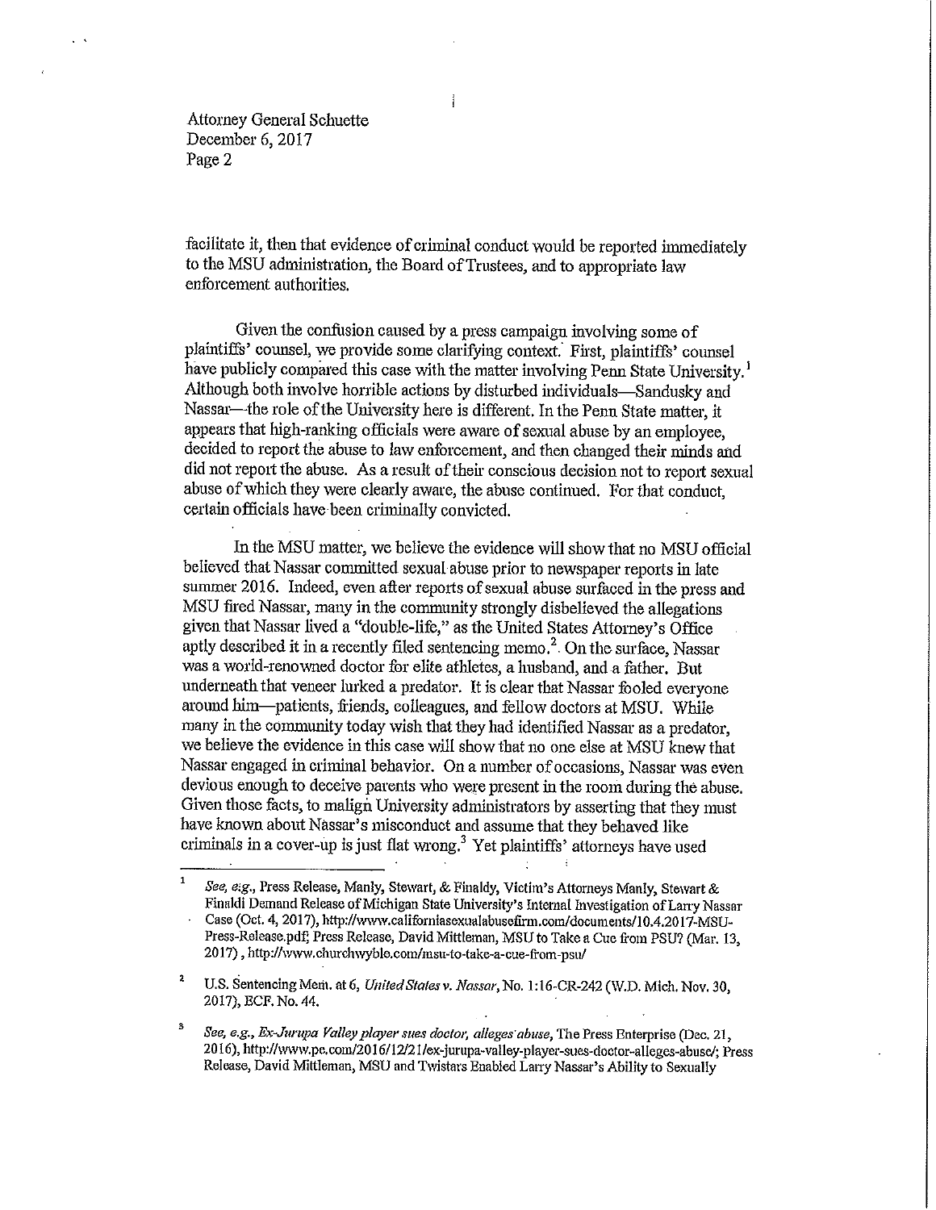facilitate it, then that evidence of criminal conduct would be reported immediately to the MSU administration, the Board of Trustees, and to appropriate law enforcement authorities.

Given the confusion caused by a press campaign involving some of plaintiffs' counsel, we provide some clarifying context. First, plaintiffs' counsel have publicly compared this case with the matter involving Penn State University.[1] Although both involve horrible actions by disturbed individuals—Sandusky and Nassar—the role of the University here is different. In the Penn State matter, it appears that high-ranking officials were aware of sexual abuse by an employee, decided to report the abuse to law enforcement, and then changed their minds and did not report the abuse. As a result of their conscious decision not to report sexual abuse of which they were clearly aware, the abuse continued. For that conduct, certain officials have been criminally convicted.

In the MSU matter, we believe the evidence will show that no MSU official believed that Nassar committed sexual abuse prior to newspaper reports in late summer 2016. Indeed, even after reports of sexual abuse surfaced in the press and MSU fired Nassar, many in the community strongly disbelieved the allegations given that Nassar lived a "double-life," as the United States Attorney's Office aptly described it in a recently filed sentencing memo.[2] On the surface, Nassar was a world-renowned doctor for elite athletes, a husband, and a father. But underneath that veneer lurked a predator. It is clear that Nassar fooled everyone around him—patients, friends, colleagues, and fellow doctors at MSU. While many in the community today wish that they had identified Nassar as a predator, we believe the evidence in this case will show that no one else at MSU knew that Nassar engaged in criminal behavior. On a number of occasions, Nassar was even devious enough to deceive parents who were present in the room during the abuse. Given those facts, to malign University administrators by asserting that they must have known about Nassar's misconduct and assume that they behaved like criminals in a cover-up is just flat wrong.[3] Yet plaintiffs' attorneys have used

---

[1] *See, e.g.*, Press Release, Manly, Stewart, & Finaldy, Victim's Attorneys Manly, Stewart & Finaldi Demand Release of Michigan State University's Internal Investigation of Larry Nassar Case (Oct. 4, 2017), http://www.californiasexualabusefirm.com/documents/10.4.2017-MSU-Press-Release.pdf; Press Release, David Mittleman, MSU to Take a Cue from PSU? (Mar. 13, 2017), http://www.churchwyble.com/msu-to-take-a-cue-from-psu/

[2] U.S. Sentencing Mem. at 6, *United States v. Nassar*, No. 1:16-CR-242 (W.D. Mich. Nov. 30, 2017), ECF. No. 44.

[3] *See, e.g.*, *Ex-Jurupa Valley player sues doctor, alleges abuse*, The Press Enterprise (Dec. 21, 2016), http://www.pe.com/2016/12/21/ex-jurupa-valley-player-sues-doctor-alleges-abuse/; Press Release, David Mittleman, MSU and Twistars Enabled Larry Nassar's Ability to Sexually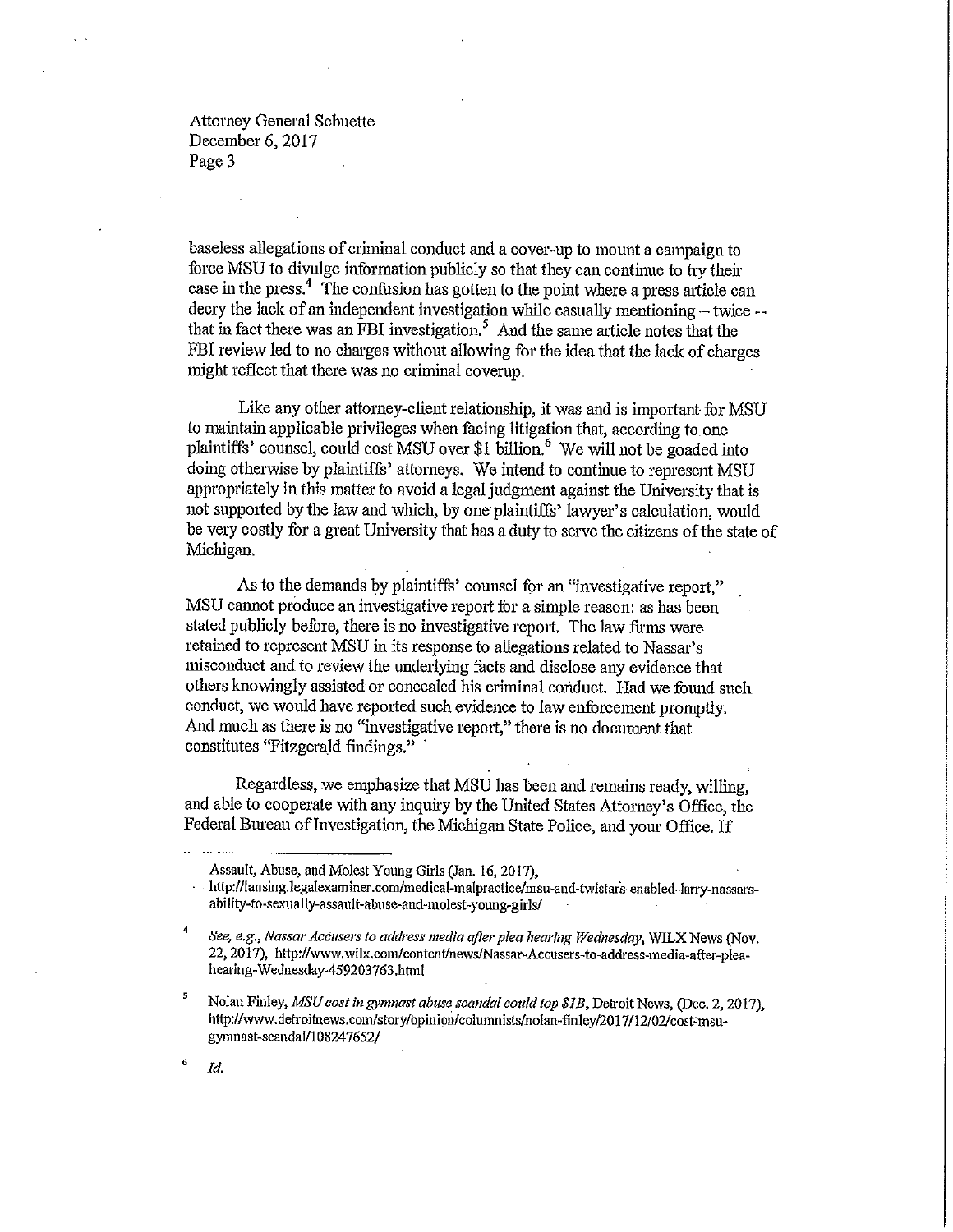Attorney General Schuette
December 6, 2017
Page 3

baseless allegations of criminal conduct and a cover-up to mount a campaign to force MSU to divulge information publicly so that they can continue to try their case in the press.[4] The confusion has gotten to the point where a press article can decry the lack of an independent investigation while casually mentioning -- twice -- that in fact there was an FBI investigation.[5] And the same article notes that the FBI review led to no charges without allowing for the idea that the lack of charges might reflect that there was no criminal coverup.

Like any other attorney-client relationship, it was and is important for MSU to maintain applicable privileges when facing litigation that, according to one plaintiffs' counsel, could cost MSU over $1 billion.[6] We will not be goaded into doing otherwise by plaintiffs' attorneys. We intend to continue to represent MSU appropriately in this matter to avoid a legal judgment against the University that is not supported by the law and which, by one plaintiffs' lawyer's calculation, would be very costly for a great University that has a duty to serve the citizens of the state of Michigan.

As to the demands by plaintiffs' counsel for an "investigative report," MSU cannot produce an investigative report for a simple reason: as has been stated publicly before, there is no investigative report. The law firms were retained to represent MSU in its response to allegations related to Nassar's misconduct and to review the underlying facts and disclose any evidence that others knowingly assisted or concealed his criminal conduct. Had we found such conduct, we would have reported such evidence to law enforcement promptly. And much as there is no "investigative report," there is no document that constitutes "Fitzgerald findings."

Regardless, we emphasize that MSU has been and remains ready, willing, and able to cooperate with any inquiry by the United States Attorney's Office, the Federal Bureau of Investigation, the Michigan State Police, and your Office. If

---

Assault, Abuse, and Molest Young Girls (Jan. 16, 2017), http://lansing.legalexaminer.com/medical-malpractice/msu-and-twistars-enabled-larry-nassars-ability-to-sexually-assault-abuse-and-molest-young-girls/

[4] *See, e.g., Nassar Accusers to address media after plea hearing Wednesday*, WILX News (Nov. 22, 2017), http://www.wilx.com/content/news/Nassar-Accusers-to-address-media-after-plea-hearing-Wednesday-459203763.html

[5] Nolan Finley, *MSU cost in gymnast abuse scandal could top $1B*, Detroit News, (Dec. 2, 2017), http://www.detroitnews.com/story/opinion/columnists/nolan-finley/2017/12/02/cost-msu-gymnast-scandal/108247652/

[6] *Id.*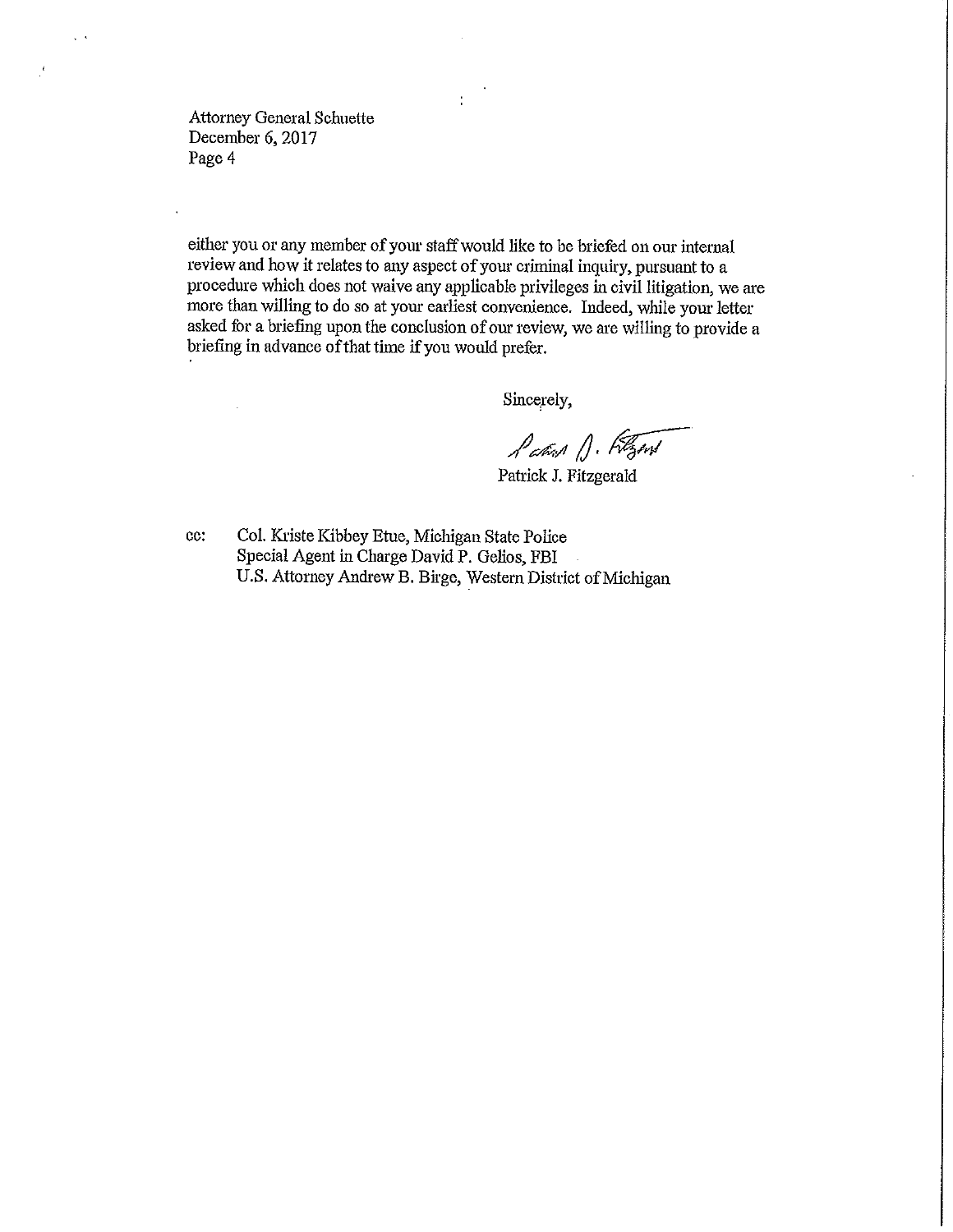either you or any member of your staff would like to be briefed on our internal review and how it relates to any aspect of your criminal inquiry, pursuant to a procedure which does not waive any applicable privileges in civil litigation, we are more than willing to do so at your earliest convenience. Indeed, while your letter asked for a briefing upon the conclusion of our review, we are willing to provide a briefing in advance of that time if you would prefer.

Sincerely,

Patrick J. Fitzgerald

cc: Col. Kriste Kibbey Etue, Michigan State Police
Special Agent in Charge David P. Gelios, FBI
U.S. Attorney Andrew B. Birge, Western District of Michigan